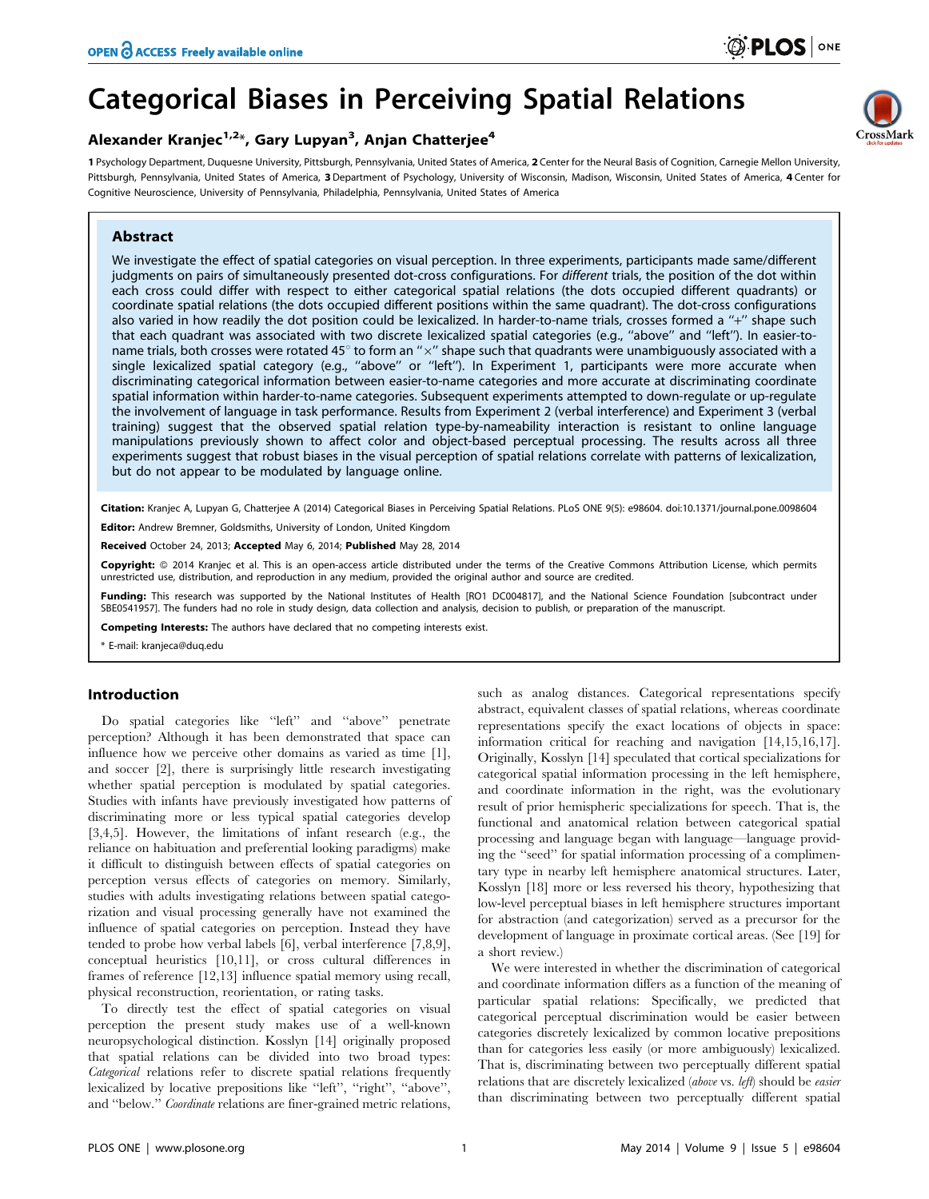# Categorical Biases in Perceiving Spatial Relations

**Alexander Kranjec[1,2]*, Gary Lupyan[3], Anjan Chatterjee[4]**

**1** Psychology Department, Duquesne University, Pittsburgh, Pennsylvania, United States of America, **2** Center for the Neural Basis of Cognition, Carnegie Mellon University, Pittsburgh, Pennsylvania, United States of America, **3** Department of Psychology, University of Wisconsin, Madison, Wisconsin, United States of America, **4** Center for Cognitive Neuroscience, University of Pennsylvania, Philadelphia, Pennsylvania, United States of America

## Abstract

We investigate the effect of spatial categories on visual perception. In three experiments, participants made same/different judgments on pairs of simultaneously presented dot-cross configurations. For *different* trials, the position of the dot within each cross could differ with respect to either categorical spatial relations (the dots occupied different quadrants) or coordinate spatial relations (the dots occupied different positions within the same quadrant). The dot-cross configurations also varied in how readily the dot position could be lexicalized. In harder-to-name trials, crosses formed a "+" shape such that each quadrant was associated with two discrete lexicalized spatial categories (e.g., "above" and "left"). In easier-to-name trials, both crosses were rotated 45° to form an "×" shape such that quadrants were unambiguously associated with a single lexicalized spatial category (e.g., "above" or "left"). In Experiment 1, participants were more accurate when discriminating categorical information between easier-to-name categories and more accurate at discriminating coordinate spatial information within harder-to-name categories. Subsequent experiments attempted to down-regulate or up-regulate the involvement of language in task performance. Results from Experiment 2 (verbal interference) and Experiment 3 (verbal training) suggest that the observed spatial relation type-by-nameability interaction is resistant to online language manipulations previously shown to affect color and object-based perceptual processing. The results across all three experiments suggest that robust biases in the visual perception of spatial relations correlate with patterns of lexicalization, but do not appear to be modulated by language online.

**Citation:** Kranjec A, Lupyan G, Chatterjee A (2014) Categorical Biases in Perceiving Spatial Relations. PLoS ONE 9(5): e98604. doi:10.1371/journal.pone.0098604

**Editor:** Andrew Bremner, Goldsmiths, University of London, United Kingdom

**Received** October 24, 2013; **Accepted** May 6, 2014; **Published** May 28, 2014

**Copyright:** © 2014 Kranjec et al. This is an open-access article distributed under the terms of the Creative Commons Attribution License, which permits unrestricted use, distribution, and reproduction in any medium, provided the original author and source are credited.

**Funding:** This research was supported by the National Institutes of Health [RO1 DC004817], and the National Science Foundation [subcontract under SBE0541957]. The funders had no role in study design, data collection and analysis, decision to publish, or preparation of the manuscript.

**Competing Interests:** The authors have declared that no competing interests exist.

* E-mail: kranjeca@duq.edu

## Introduction

Do spatial categories like "left" and "above" penetrate perception? Although it has been demonstrated that space can influence how we perceive other domains as varied as time [1], and soccer [2], there is surprisingly little research investigating whether spatial perception is modulated by spatial categories. Studies with infants have previously investigated how patterns of discriminating more or less typical spatial categories develop [3,4,5]. However, the limitations of infant research (e.g., the reliance on habituation and preferential looking paradigms) make it difficult to distinguish between effects of spatial categories on perception versus effects of categories on memory. Similarly, studies with adults investigating relations between spatial categorization and visual processing generally have not examined the influence of spatial categories on perception. Instead they have tended to probe how verbal labels [6], verbal interference [7,8,9], conceptual heuristics [10,11], or cross cultural differences in frames of reference [12,13] influence spatial memory using recall, physical reconstruction, reorientation, or rating tasks.

To directly test the effect of spatial categories on visual perception the present study makes use of a well-known neuropsychological distinction. Kosslyn [14] originally proposed that spatial relations can be divided into two broad types: *Categorical* relations refer to discrete spatial relations frequently lexicalized by locative prepositions like "left", "right", "above", and "below." *Coordinate* relations are finer-grained metric relations, such as analog distances. Categorical representations specify abstract, equivalent classes of spatial relations, whereas coordinate representations specify the exact locations of objects in space: information critical for reaching and navigation [14,15,16,17]. Originally, Kosslyn [14] speculated that cortical specializations for categorical spatial information processing in the left hemisphere, and coordinate information in the right, was the evolutionary result of prior hemispheric specializations for speech. That is, the functional and anatomical relation between categorical spatial processing and language began with language—language providing the "seed" for spatial information processing of a complimentary type in nearby left hemisphere anatomical structures. Later, Kosslyn [18] more or less reversed his theory, hypothesizing that low-level perceptual biases in left hemisphere structures important for abstraction (and categorization) served as a precursor for the development of language in proximate cortical areas. (See [19] for a short review.)

We were interested in whether the discrimination of categorical and coordinate information differs as a function of the meaning of particular spatial relations: Specifically, we predicted that categorical perceptual discrimination would be easier between categories discretely lexicalized by common locative prepositions than for categories less easily (or more ambiguously) lexicalized. That is, discriminating between two perceptually different spatial relations that are discretely lexicalized (*above* vs. *left*) should be *easier* than discriminating between two perceptually different spatial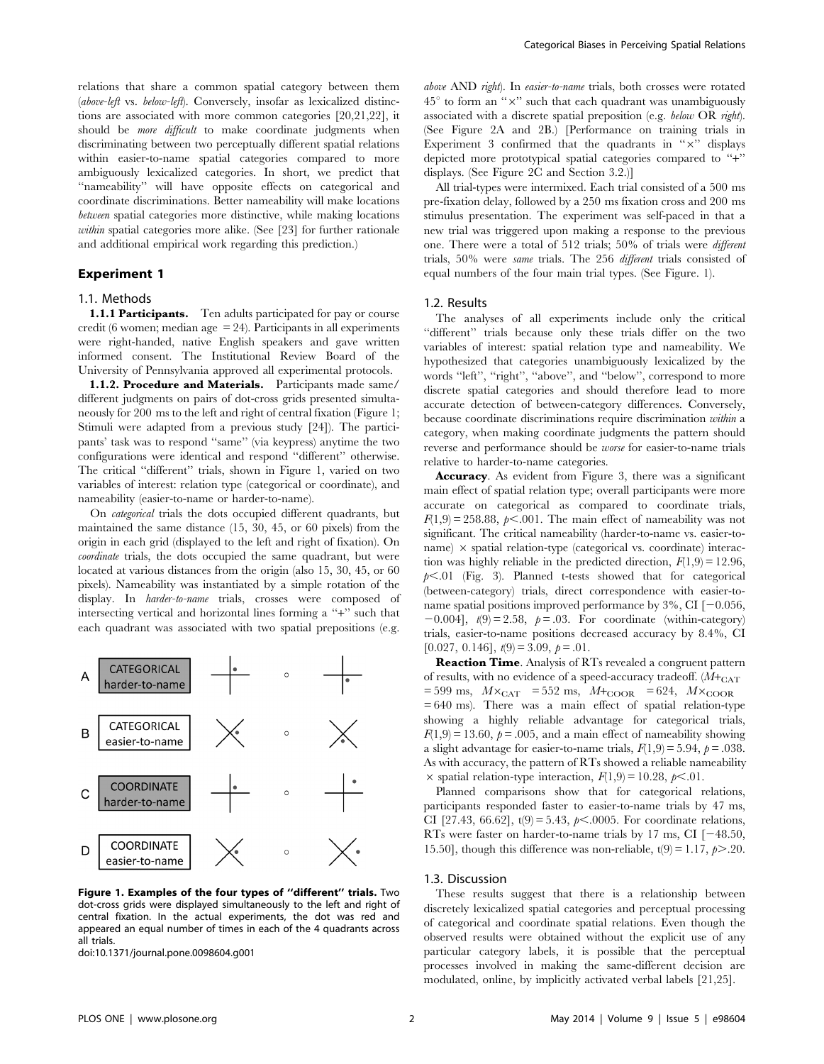relations that share a common spatial category between them (*above-left* vs. *below-left*). Conversely, insofar as lexicalized distinctions are associated with more common categories [20,21,22], it should be *more difficult* to make coordinate judgments when discriminating between two perceptually different spatial relations within easier-to-name spatial categories compared to more ambiguously lexicalized categories. In short, we predict that "nameability" will have opposite effects on categorical and coordinate discriminations. Better nameability will make locations *between* spatial categories more distinctive, while making locations *within* spatial categories more alike. (See [23] for further rationale and additional empirical work regarding this prediction.)

## Experiment 1

### 1.1. Methods

**1.1.1 Participants.** Ten adults participated for pay or course credit (6 women; median age = 24). Participants in all experiments were right-handed, native English speakers and gave written informed consent. The Institutional Review Board of the University of Pennsylvania approved all experimental protocols.

**1.1.2. Procedure and Materials.** Participants made same/different judgments on pairs of dot-cross grids presented simultaneously for 200 ms to the left and right of central fixation (Figure 1; Stimuli were adapted from a previous study [24]). The participants' task was to respond "same" (via keypress) anytime the two configurations were identical and respond "different" otherwise. The critical "different" trials, shown in Figure 1, varied on two variables of interest: relation type (categorical or coordinate), and nameability (easier-to-name or harder-to-name).

On *categorical* trials the dots occupied different quadrants, but maintained the same distance (15, 30, 45, or 60 pixels) from the origin in each grid (displayed to the left and right of fixation). On *coordinate* trials, the dots occupied the same quadrant, but were located at various distances from the origin (also 15, 30, 45, or 60 pixels). Nameability was instantiated by a simple rotation of the display. In *harder-to-name* trials, crosses were composed of intersecting vertical and horizontal lines forming a "+" such that each quadrant was associated with two spatial prepositions (e.g. *above* AND *right*). In *easier-to-name* trials, both crosses were rotated 45° to form an "×" such that each quadrant was unambiguously associated with a discrete spatial preposition (e.g. *below* OR *right*). (See Figure 2A and 2B.) [Performance on training trials in Experiment 3 confirmed that the quadrants in "×" displays depicted more prototypical spatial categories compared to "+" displays. (See Figure 2C and Section 3.2.)]

All trial-types were intermixed. Each trial consisted of a 500 ms pre-fixation delay, followed by a 250 ms fixation cross and 200 ms stimulus presentation. The experiment was self-paced in that a new trial was triggered upon making a response to the previous one. There were a total of 512 trials; 50% of trials were *different* trials, 50% were *same* trials. The 256 *different* trials consisted of equal numbers of the four main trial types. (See Figure. 1).

A: CATEGORICAL harder-to-name
B: CATEGORICAL easier-to-name
C: COORDINATE harder-to-name
D: COORDINATE easier-to-name

**Figure 1. Examples of the four types of "different" trials.** Two dot-cross grids were displayed simultaneously to the left and right of central fixation. In the actual experiments, the dot was red and appeared an equal number of times in each of the 4 quadrants across all trials.
doi:10.1371/journal.pone.0098604.g001

### 1.2. Results

The analyses of all experiments include only the critical "different" trials because only these trials differ on the two variables of interest: spatial relation type and nameability. We hypothesized that categories unambiguously lexicalized by the words "left", "right", "above", and "below", correspond to more discrete spatial categories and should therefore lead to more accurate detection of between-category differences. Conversely, because coordinate discriminations require discrimination *within* a category, when making coordinate judgments the pattern should reverse and performance should be *worse* for easier-to-name trials relative to harder-to-name categories.

**Accuracy**. As evident from Figure 3, there was a significant main effect of spatial relation type; overall participants were more accurate on categorical as compared to coordinate trials, $F(1,9) = 258.88$, $p < .001$. The main effect of nameability was not significant. The critical nameability (harder-to-name vs. easier-to-name) × spatial relation-type (categorical vs. coordinate) interaction was highly reliable in the predicted direction, $F(1,9) = 12.96$, $p < .01$ (Fig. 3). Planned t-tests showed that for categorical (between-category) trials, direct correspondence with easier-to-name spatial positions improved performance by 3%, CI [−0.056, −0.004], $t(9) = 2.58$, $p = .03$. For coordinate (within-category) trials, easier-to-name positions decreased accuracy by 8.4%, CI [0.027, 0.146], $t(9) = 3.09$, $p = .01$.

**Reaction Time**. Analysis of RTs revealed a congruent pattern of results, with no evidence of a speed-accuracy tradeoff. ($M+_{CAT} = 599$ ms, $M\times_{CAT} = 552$ ms, $M+_{COOR} = 624$, $M\times_{COOR} = 640$ ms). There was a main effect of spatial relation-type showing a highly reliable advantage for categorical trials, $F(1,9) = 13.60$, $p = .005$, and a main effect of nameability showing a slight advantage for easier-to-name trials, $F(1,9) = 5.94$, $p = .038$. As with accuracy, the pattern of RTs showed a reliable nameability × spatial relation-type interaction, $F(1,9) = 10.28$, $p < .01$.

Planned comparisons show that for categorical relations, participants responded faster to easier-to-name trials by 47 ms, CI [27.43, 66.62], $t(9) = 5.43$, $p < .0005$. For coordinate relations, RTs were faster on harder-to-name trials by 17 ms, CI [−48.50, 15.50], though this difference was non-reliable, $t(9) = 1.17$, $p > .20$.

### 1.3. Discussion

These results suggest that there is a relationship between discretely lexicalized spatial categories and perceptual processing of categorical and coordinate spatial relations. Even though the observed results were obtained without the explicit use of any particular category labels, it is possible that the perceptual processes involved in making the same-different decision are modulated, online, by implicitly activated verbal labels [21,25].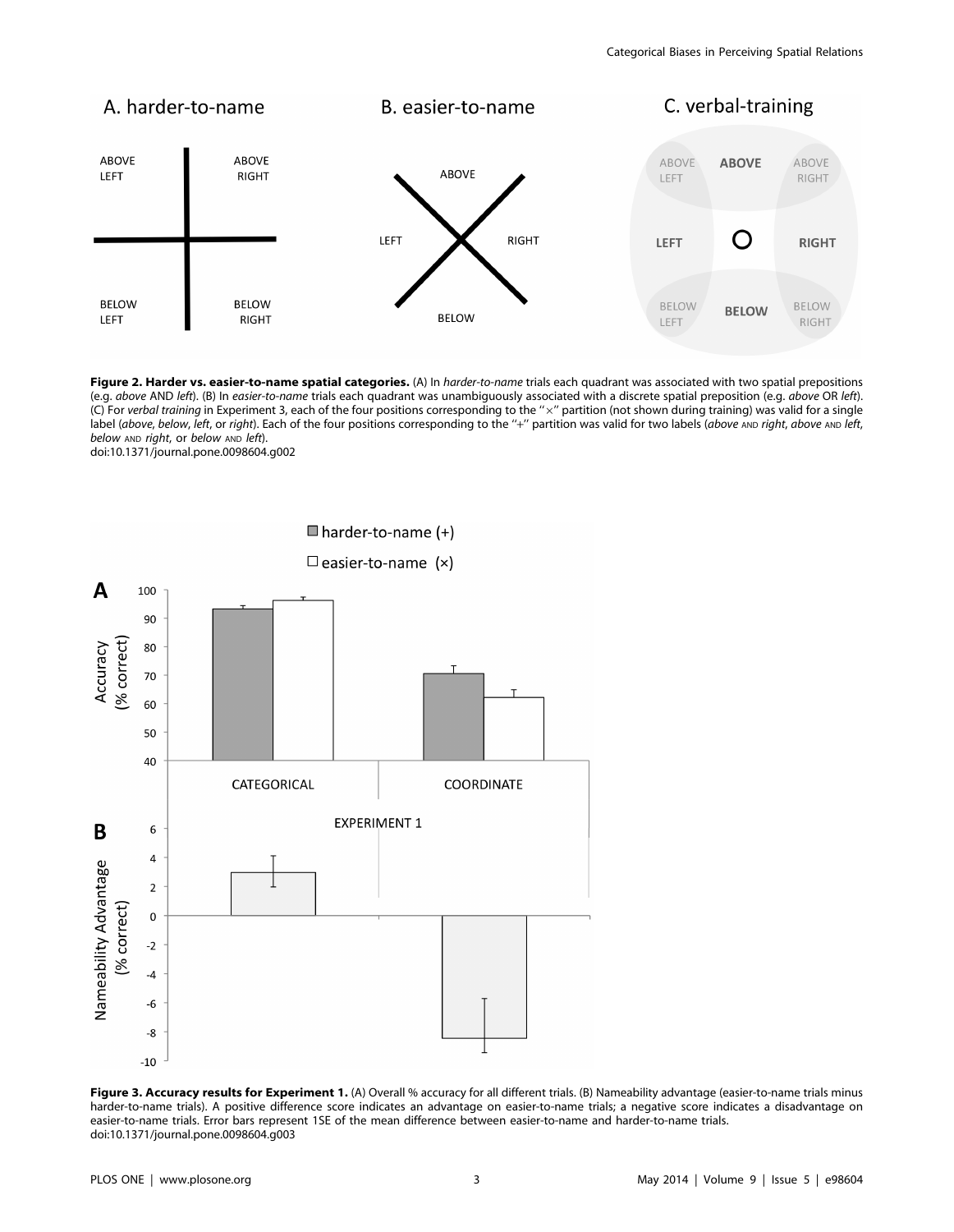**Figure 2. Harder vs. easier-to-name spatial categories.** (A) In *harder-to-name* trials each quadrant was associated with two spatial prepositions (e.g. *above* AND *left*). (B) In *easier-to-name* trials each quadrant was unambiguously associated with a discrete spatial preposition (e.g. *above* OR *left*). (C) For *verbal training* in Experiment 3, each of the four positions corresponding to the "×" partition (not shown during training) was valid for a single label (*above*, *below*, *left*, or *right*). Each of the four positions corresponding to the "+" partition was valid for two labels (*above* AND *right*, *above* AND *left*, *below* AND *right*, or *below* AND *left*).
doi:10.1371/journal.pone.0098604.g002

**Figure 3. Accuracy results for Experiment 1.** (A) Overall % accuracy for all different trials. (B) Nameability advantage (easier-to-name trials minus harder-to-name trials). A positive difference score indicates an advantage on easier-to-name trials; a negative score indicates a disadvantage on easier-to-name trials. Error bars represent 1SE of the mean difference between easier-to-name and harder-to-name trials.
doi:10.1371/journal.pone.0098604.g003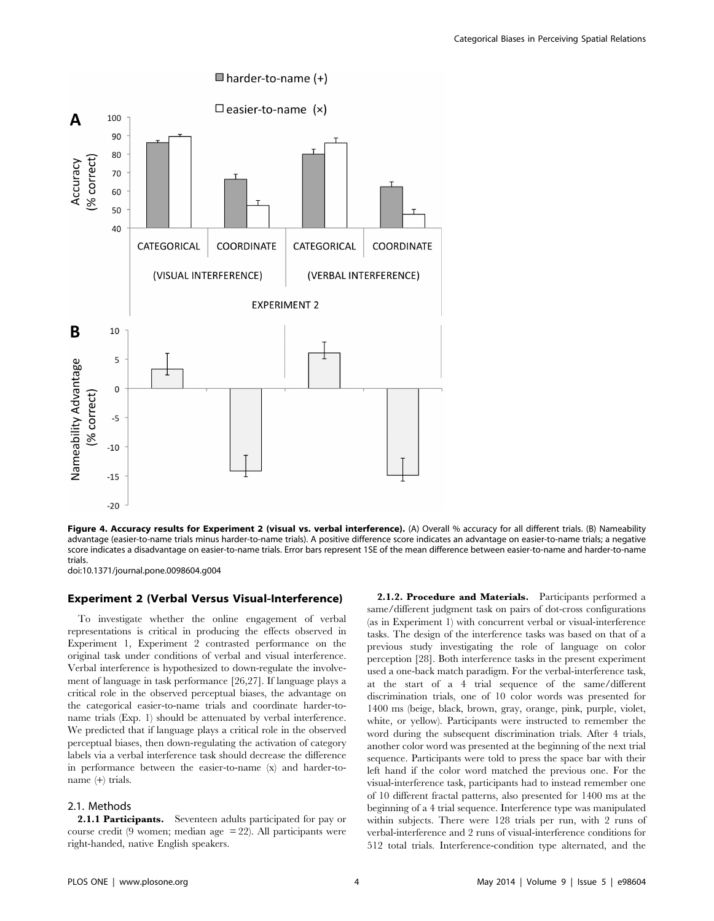**Figure 4. Accuracy results for Experiment 2 (visual vs. verbal interference).** (A) Overall % accuracy for all different trials. (B) Nameability advantage (easier-to-name trials minus harder-to-name trials). A positive difference score indicates an advantage on easier-to-name trials; a negative score indicates a disadvantage on easier-to-name trials. Error bars represent 1SE of the mean difference between easier-to-name and harder-to-name trials.
doi:10.1371/journal.pone.0098604.g004

## Experiment 2 (Verbal Versus Visual-Interference)

To investigate whether the online engagement of verbal representations is critical in producing the effects observed in Experiment 1, Experiment 2 contrasted performance on the original task under conditions of verbal and visual interference. Verbal interference is hypothesized to down-regulate the involvement of language in task performance [26,27]. If language plays a critical role in the observed perceptual biases, the advantage on the categorical easier-to-name trials and coordinate harder-to-name trials (Exp. 1) should be attenuated by verbal interference. We predicted that if language plays a critical role in the observed perceptual biases, then down-regulating the activation of category labels via a verbal interference task should decrease the difference in performance between the easier-to-name (x) and harder-to-name (+) trials.

### 2.1. Methods

**2.1.1 Participants.** Seventeen adults participated for pay or course credit (9 women; median age = 22). All participants were right-handed, native English speakers.

**2.1.2. Procedure and Materials.** Participants performed a same/different judgment task on pairs of dot-cross configurations (as in Experiment 1) with concurrent verbal or visual-interference tasks. The design of the interference tasks was based on that of a previous study investigating the role of language on color perception [28]. Both interference tasks in the present experiment used a one-back match paradigm. For the verbal-interference task, at the start of a 4 trial sequence of the same/different discrimination trials, one of 10 color words was presented for 1400 ms (beige, black, brown, gray, orange, pink, purple, violet, white, or yellow). Participants were instructed to remember the word during the subsequent discrimination trials. After 4 trials, another color word was presented at the beginning of the next trial sequence. Participants were told to press the space bar with their left hand if the color word matched the previous one. For the visual-interference task, participants had to instead remember one of 10 different fractal patterns, also presented for 1400 ms at the beginning of a 4 trial sequence. Interference type was manipulated within subjects. There were 128 trials per run, with 2 runs of verbal-interference and 2 runs of visual-interference conditions for 512 total trials. Interference-condition type alternated, and the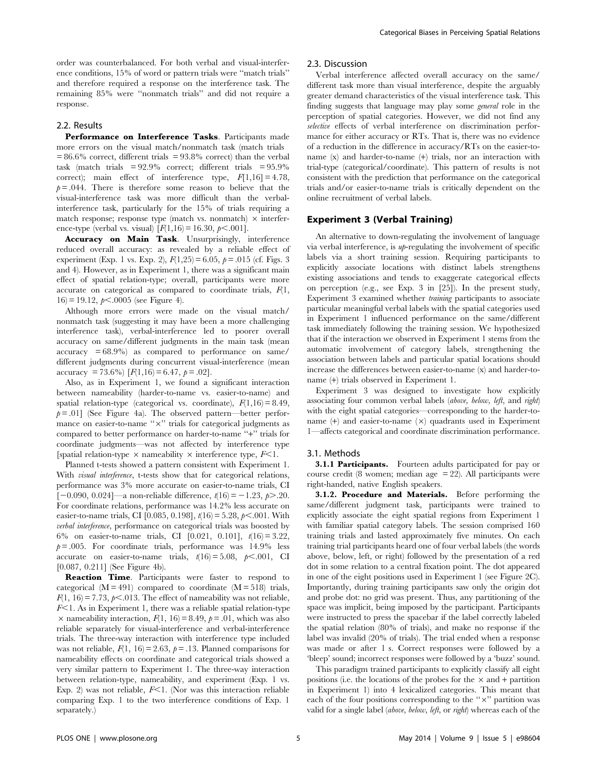order was counterbalanced. For both verbal and visual-interference conditions, 15% of word or pattern trials were "match trials" and therefore required a response on the interference task. The remaining 85% were "nonmatch trials" and did not require a response.

## 2.2. Results

**Performance on Interference Tasks**. Participants made more errors on the visual match/nonmatch task (match trials = 86.6% correct, different trials = 93.8% correct) than the verbal task (match trials = 92.9% correct; different trials = 95.9% correct); main effect of interference type, $F[1,16] = 4.78$, $p = .044$. There is therefore some reason to believe that the visual-interference task was more difficult than the verbal-interference task, particularly for the 15% of trials requiring a match response; response type (match vs. nonmatch) × interference-type (verbal vs. visual) $[F(1,16) = 16.30, p < .001]$.

**Accuracy on Main Task**. Unsurprisingly, interference reduced overall accuracy: as revealed by a reliable effect of experiment (Exp. 1 vs. Exp. 2), $F(1,25) = 6.05$, $p = .015$ (cf. Figs. 3 and 4). However, as in Experiment 1, there was a significant main effect of spatial relation-type; overall, participants were more accurate on categorical as compared to coordinate trials, $F(1, 16) = 19.12$, $p < .0005$ (see Figure 4).

Although more errors were made on the visual match/nonmatch task (suggesting it may have been a more challenging interference task), verbal-interference led to poorer overall accuracy on same/different judgments in the main task (mean accuracy = 68.9%) as compared to performance on same/different judgments during concurrent visual-interference (mean accuracy = 73.6%) $[F(1,16) = 6.47, p = .02]$.

Also, as in Experiment 1, we found a significant interaction between nameability (harder-to-name vs. easier-to-name) and spatial relation-type (categorical vs. coordinate), $F(1,16) = 8.49$, $p = .01$] (See Figure 4a). The observed pattern—better performance on easier-to-name "×" trials for categorical judgments as compared to better performance on harder-to-name "+" trials for coordinate judgments—was not affected by interference type [spatial relation-type × nameability × interference type, $F < 1$.

Planned t-tests showed a pattern consistent with Experiment 1. With *visual interference*, t-tests show that for categorical relations, performance was 3% more accurate on easier-to-name trials, CI [−0.090, 0.024]—a non-reliable difference, $t(16) = -1.23$, $p > .20$. For coordinate relations, performance was 14.2% less accurate on easier-to-name trials, CI [0.085, 0.198], $t(16) = 5.28$, $p < .001$. With *verbal interference*, performance on categorical trials was boosted by 6% on easier-to-name trials, CI [0.021, 0.101], $t(16) = 3.22$, $p = .005$. For coordinate trials, performance was 14.9% less accurate on easier-to-name trials, $t(16) = 5.08$, $p < .001$, CI [0.087, 0.211] (See Figure 4b).

**Reaction Time**. Participants were faster to respond to categorical (M = 491) compared to coordinate (M = 518) trials, $F(1, 16) = 7.73$, $p < .013$. The effect of nameability was not reliable, $F < 1$. As in Experiment 1, there was a reliable spatial relation-type × nameability interaction, $F(1, 16) = 8.49$, $p = .01$, which was also reliable separately for visual-interference and verbal-interference trials. The three-way interaction with interference type included was not reliable, $F(1, 16) = 2.63$, $p = .13$. Planned comparisons for nameability effects on coordinate and categorical trials showed a very similar pattern to Experiment 1. The three-way interaction between relation-type, nameability, and experiment (Exp. 1 vs. Exp. 2) was not reliable, $F < 1$. (Nor was this interaction reliable comparing Exp. 1 to the two interference conditions of Exp. 1 separately.)

## 2.3. Discussion

Verbal interference affected overall accuracy on the same/different task more than visual interference, despite the arguably greater demand characteristics of the visual interference task. This finding suggests that language may play some *general* role in the perception of spatial categories. However, we did not find any *selective* effects of verbal interference on discrimination performance for either accuracy or RTs. That is, there was no evidence of a reduction in the difference in accuracy/RTs on the easier-to-name (x) and harder-to-name (+) trials, nor an interaction with trial-type (categorical/coordinate). This pattern of results is not consistent with the prediction that performance on the categorical trials and/or easier-to-name trials is critically dependent on the online recruitment of verbal labels.

# Experiment 3 (Verbal Training)

An alternative to down-regulating the involvement of language via verbal interference, is *up*-regulating the involvement of specific labels via a short training session. Requiring participants to explicitly associate locations with distinct labels strengthens existing associations and tends to exaggerate categorical effects on perception (e.g., see Exp. 3 in [25]). In the present study, Experiment 3 examined whether *training* participants to associate particular meaningful verbal labels with the spatial categories used in Experiment 1 influenced performance on the same/different task immediately following the training session. We hypothesized that if the interaction we observed in Experiment 1 stems from the automatic involvement of category labels, strengthening the association between labels and particular spatial locations should increase the differences between easier-to-name (x) and harder-to-name (+) trials observed in Experiment 1.

Experiment 3 was designed to investigate how explicitly associating four common verbal labels (*above*, *below*, *left*, and *right*) with the eight spatial categories—corresponding to the harder-to-name (+) and easier-to-name (×) quadrants used in Experiment 1—affects categorical and coordinate discrimination performance.

## 3.1. Methods

**3.1.1 Participants.** Fourteen adults participated for pay or course credit (8 women; median age = 22). All participants were right-handed, native English speakers.

**3.1.2. Procedure and Materials.** Before performing the same/different judgment task, participants were trained to explicitly associate the eight spatial regions from Experiment 1 with familiar spatial category labels. The session comprised 160 training trials and lasted approximately five minutes. On each training trial participants heard one of four verbal labels (the words above, below, left, or right) followed by the presentation of a red dot in some relation to a central fixation point. The dot appeared in one of the eight positions used in Experiment 1 (see Figure 2C). Importantly, during training participants saw only the origin dot and probe dot: no grid was present. Thus, any partitioning of the space was implicit, being imposed by the participant. Participants were instructed to press the spacebar if the label correctly labeled the spatial relation (80% of trials), and make no response if the label was invalid (20% of trials). The trial ended when a response was made or after 1 s. Correct responses were followed by a 'bleep' sound; incorrect responses were followed by a 'buzz' sound.

This paradigm trained participants to explicitly classify all eight positions (i.e. the locations of the probes for the × and + partition in Experiment 1) into 4 lexicalized categories. This meant that each of the four positions corresponding to the "×" partition was valid for a single label (*above*, *below*, *left*, or *right*) whereas each of the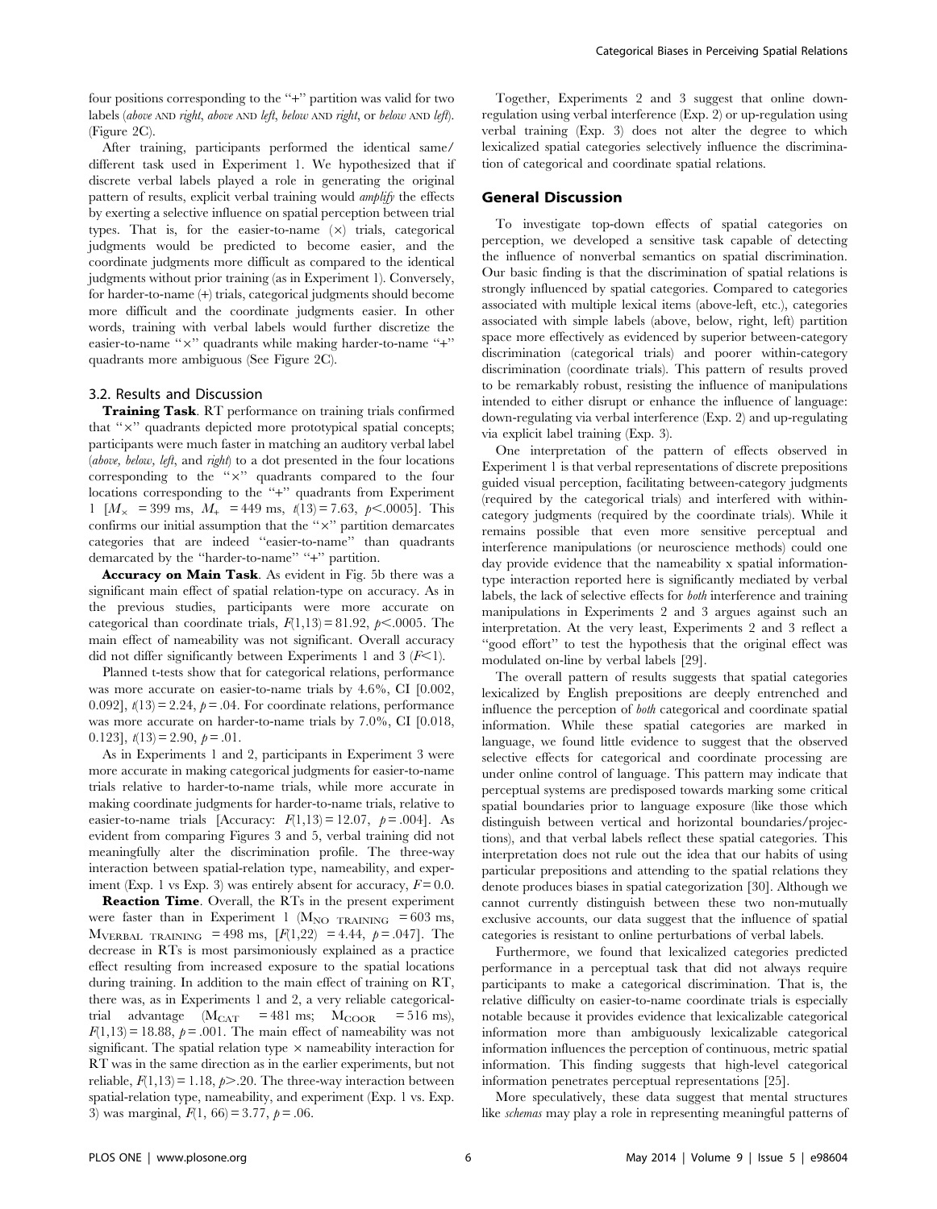four positions corresponding to the "+" partition was valid for two labels (*above* AND *right*, *above* AND *left*, *below* AND *right*, or *below* AND *left*). (Figure 2C).

After training, participants performed the identical same/different task used in Experiment 1. We hypothesized that if discrete verbal labels played a role in generating the original pattern of results, explicit verbal training would *amplify* the effects by exerting a selective influence on spatial perception between trial types. That is, for the easier-to-name (×) trials, categorical judgments would be predicted to become easier, and the coordinate judgments more difficult as compared to the identical judgments without prior training (as in Experiment 1). Conversely, for harder-to-name (+) trials, categorical judgments should become more difficult and the coordinate judgments easier. In other words, training with verbal labels would further discretize the easier-to-name "×" quadrants while making harder-to-name "+" quadrants more ambiguous (See Figure 2C).

### 3.2. Results and Discussion

**Training Task**. RT performance on training trials confirmed that "×" quadrants depicted more prototypical spatial concepts; participants were much faster in matching an auditory verbal label (*above, below, left*, and *right*) to a dot presented in the four locations corresponding to the "×" quadrants compared to the four locations corresponding to the "+" quadrants from Experiment 1 [$M_{\times}$ = 399 ms, $M_{+}$ = 449 ms, $t(13) = 7.63$, $p < .0005$]. This confirms our initial assumption that the "×" partition demarcates categories that are indeed "easier-to-name" than quadrants demarcated by the "harder-to-name" "+" partition.

**Accuracy on Main Task**. As evident in Fig. 5b there was a significant main effect of spatial relation-type on accuracy. As in the previous studies, participants were more accurate on categorical than coordinate trials, $F(1,13) = 81.92$, $p < .0005$. The main effect of nameability was not significant. Overall accuracy did not differ significantly between Experiments 1 and 3 ($F < 1$).

Planned t-tests show that for categorical relations, performance was more accurate on easier-to-name trials by 4.6%, CI [0.002, 0.092], $t(13) = 2.24$, $p = .04$. For coordinate relations, performance was more accurate on harder-to-name trials by 7.0%, CI [0.018, 0.123], $t(13) = 2.90$, $p = .01$.

As in Experiments 1 and 2, participants in Experiment 3 were more accurate in making categorical judgments for easier-to-name trials relative to harder-to-name trials, while more accurate in making coordinate judgments for harder-to-name trials, relative to easier-to-name trials [Accuracy: $F(1,13) = 12.07$, $p = .004$]. As evident from comparing Figures 3 and 5, verbal training did not meaningfully alter the discrimination profile. The three-way interaction between spatial-relation type, nameability, and experiment (Exp. 1 vs Exp. 3) was entirely absent for accuracy, $F = 0.0$.

**Reaction Time**. Overall, the RTs in the present experiment were faster than in Experiment 1 ($M_{NO\ TRAINING}$ = 603 ms, $M_{VERBAL\ TRAINING}$ = 498 ms, [$F(1,22)$ = 4.44, $p = .047$]. The decrease in RTs is most parsimoniously explained as a practice effect resulting from increased exposure to the spatial locations during training. In addition to the main effect of training on RT, there was, as in Experiments 1 and 2, a very reliable categorical-trial advantage ($M_{CAT}$ = 481 ms; $M_{COOR}$ = 516 ms), $F(1,13) = 18.88$, $p = .001$. The main effect of nameability was not significant. The spatial relation type × nameability interaction for RT was in the same direction as in the earlier experiments, but not reliable, $F(1,13) = 1.18$, $p > .20$. The three-way interaction between spatial-relation type, nameability, and experiment (Exp. 1 vs. Exp. 3) was marginal, $F(1, 66) = 3.77$, $p = .06$.

Together, Experiments 2 and 3 suggest that online down-regulation using verbal interference (Exp. 2) or up-regulation using verbal training (Exp. 3) does not alter the degree to which lexicalized spatial categories selectively influence the discrimination of categorical and coordinate spatial relations.

## General Discussion

To investigate top-down effects of spatial categories on perception, we developed a sensitive task capable of detecting the influence of nonverbal semantics on spatial discrimination. Our basic finding is that the discrimination of spatial relations is strongly influenced by spatial categories. Compared to categories associated with multiple lexical items (above-left, etc.), categories associated with simple labels (above, below, right, left) partition space more effectively as evidenced by superior between-category discrimination (categorical trials) and poorer within-category discrimination (coordinate trials). This pattern of results proved to be remarkably robust, resisting the influence of manipulations intended to either disrupt or enhance the influence of language: down-regulating via verbal interference (Exp. 2) and up-regulating via explicit label training (Exp. 3).

One interpretation of the pattern of effects observed in Experiment 1 is that verbal representations of discrete prepositions guided visual perception, facilitating between-category judgments (required by the categorical trials) and interfered with within-category judgments (required by the coordinate trials). While it remains possible that even more sensitive perceptual and interference manipulations (or neuroscience methods) could one day provide evidence that the nameability x spatial information-type interaction reported here is significantly mediated by verbal labels, the lack of selective effects for *both* interference and training manipulations in Experiments 2 and 3 argues against such an interpretation. At the very least, Experiments 2 and 3 reflect a "good effort" to test the hypothesis that the original effect was modulated on-line by verbal labels [29].

The overall pattern of results suggests that spatial categories lexicalized by English prepositions are deeply entrenched and influence the perception of *both* categorical and coordinate spatial information. While these spatial categories are marked in language, we found little evidence to suggest that the observed selective effects for categorical and coordinate processing are under online control of language. This pattern may indicate that perceptual systems are predisposed towards marking some critical spatial boundaries prior to language exposure (like those which distinguish between vertical and horizontal boundaries/projections), and that verbal labels reflect these spatial categories. This interpretation does not rule out the idea that our habits of using particular prepositions and attending to the spatial relations they denote produces biases in spatial categorization [30]. Although we cannot currently distinguish between these two non-mutually exclusive accounts, our data suggest that the influence of spatial categories is resistant to online perturbations of verbal labels.

Furthermore, we found that lexicalized categories predicted performance in a perceptual task that did not always require participants to make a categorical discrimination. That is, the relative difficulty on easier-to-name coordinate trials is especially notable because it provides evidence that lexicalizable categorical information more than ambiguously lexicalizable categorical information influences the perception of continuous, metric spatial information. This finding suggests that high-level categorical information penetrates perceptual representations [25].

More speculatively, these data suggest that mental structures like *schemas* may play a role in representing meaningful patterns of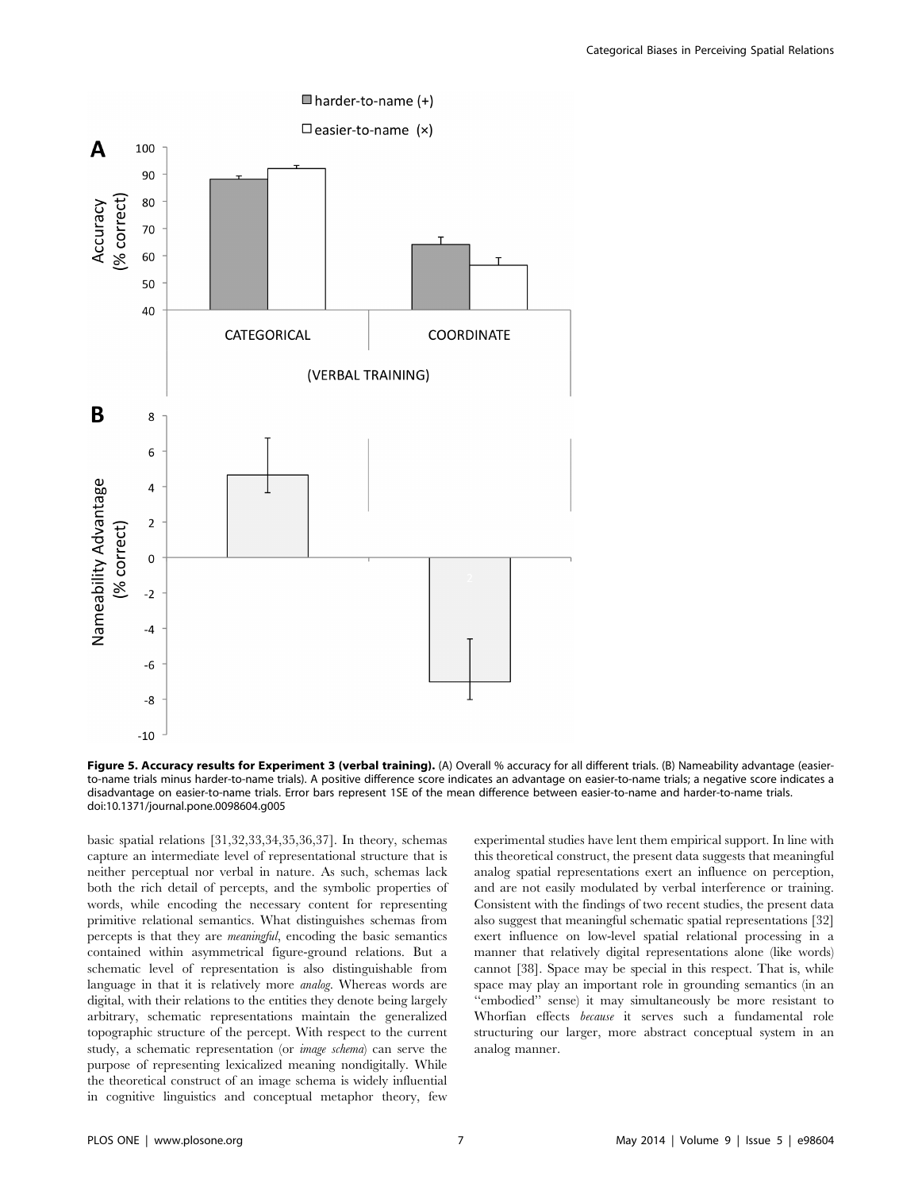**Figure 5. Accuracy results for Experiment 3 (verbal training).** (A) Overall % accuracy for all different trials. (B) Nameability advantage (easier-to-name trials minus harder-to-name trials). A positive difference score indicates an advantage on easier-to-name trials; a negative score indicates a disadvantage on easier-to-name trials. Error bars represent 1SE of the mean difference between easier-to-name and harder-to-name trials.
doi:10.1371/journal.pone.0098604.g005

basic spatial relations [31,32,33,34,35,36,37]. In theory, schemas capture an intermediate level of representational structure that is neither perceptual nor verbal in nature. As such, schemas lack both the rich detail of percepts, and the symbolic properties of words, while encoding the necessary content for representing primitive relational semantics. What distinguishes schemas from percepts is that they are *meaningful*, encoding the basic semantics contained within asymmetrical figure-ground relations. But a schematic level of representation is also distinguishable from language in that it is relatively more *analog*. Whereas words are digital, with their relations to the entities they denote being largely arbitrary, schematic representations maintain the generalized topographic structure of the percept. With respect to the current study, a schematic representation (or *image schema*) can serve the purpose of representing lexicalized meaning nondigitally. While the theoretical construct of an image schema is widely influential in cognitive linguistics and conceptual metaphor theory, few experimental studies have lent them empirical support. In line with this theoretical construct, the present data suggests that meaningful analog spatial representations exert an influence on perception, and are not easily modulated by verbal interference or training. Consistent with the findings of two recent studies, the present data also suggest that meaningful schematic spatial representations [32] exert influence on low-level spatial relational processing in a manner that relatively digital representations alone (like words) cannot [38]. Space may be special in this respect. That is, while space may play an important role in grounding semantics (in an "embodied" sense) it may simultaneously be more resistant to Whorfian effects *because* it serves such a fundamental role structuring our larger, more abstract conceptual system in an analog manner.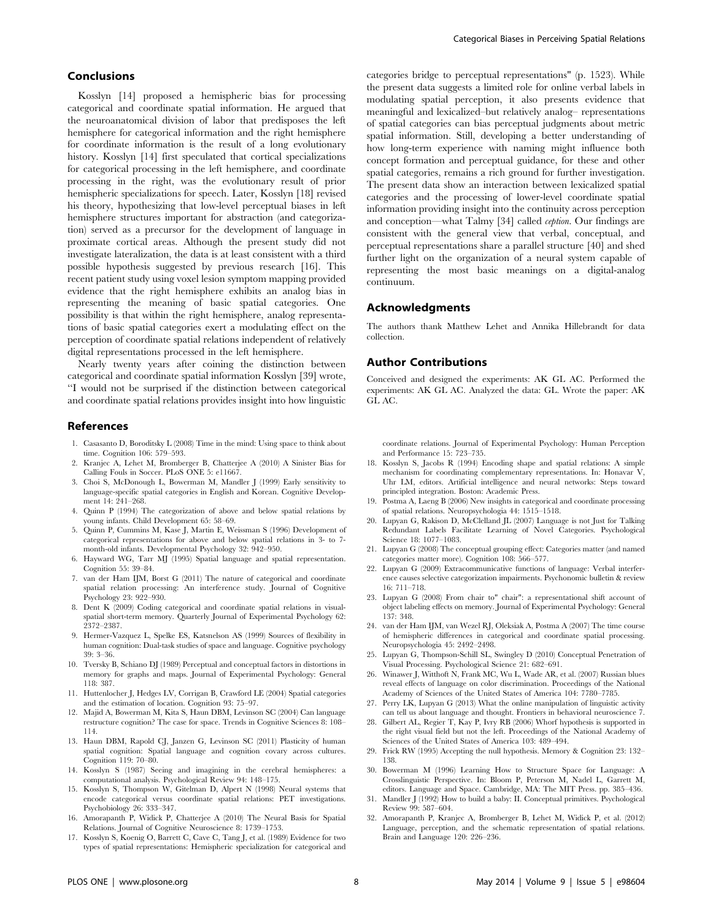## Conclusions

Kosslyn [14] proposed a hemispheric bias for processing categorical and coordinate spatial information. He argued that the neuroanatomical division of labor that predisposes the left hemisphere for categorical information and the right hemisphere for coordinate information is the result of a long evolutionary history. Kosslyn [14] first speculated that cortical specializations for categorical processing in the left hemisphere, and coordinate processing in the right, was the evolutionary result of prior hemispheric specializations for speech. Later, Kosslyn [18] revised his theory, hypothesizing that low-level perceptual biases in left hemisphere structures important for abstraction (and categorization) served as a precursor for the development of language in proximate cortical areas. Although the present study did not investigate lateralization, the data is at least consistent with a third possible hypothesis suggested by previous research [16]. This recent patient study using voxel lesion symptom mapping provided evidence that the right hemisphere exhibits an analog bias in representing the meaning of basic spatial categories. One possibility is that within the right hemisphere, analog representations of basic spatial categories exert a modulating effect on the perception of coordinate spatial relations independent of relatively digital representations processed in the left hemisphere.

Nearly twenty years after coining the distinction between categorical and coordinate spatial information Kosslyn [39] wrote, "I would not be surprised if the distinction between categorical and coordinate spatial relations provides insight into how linguistic categories bridge to perceptual representations" (p. 1523). While the present data suggests a limited role for online verbal labels in modulating spatial perception, it also presents evidence that meaningful and lexicalized–but relatively analog– representations of spatial categories can bias perceptual judgments about metric spatial information. Still, developing a better understanding of how long-term experience with naming might influence both concept formation and perceptual guidance, for these and other spatial categories, remains a rich ground for further investigation. The present data show an interaction between lexicalized spatial categories and the processing of lower-level coordinate spatial information providing insight into the continuity across perception and conception—what Talmy [34] called *ception*. Our findings are consistent with the general view that verbal, conceptual, and perceptual representations share a parallel structure [40] and shed further light on the organization of a neural system capable of representing the most basic meanings on a digital-analog continuum.

## Acknowledgments

The authors thank Matthew Lehet and Annika Hillebrandt for data collection.

## Author Contributions

Conceived and designed the experiments: AK GL AC. Performed the experiments: AK GL AC. Analyzed the data: GL. Wrote the paper: AK GL AC.

## References

1. Casasanto D, Boroditsky L (2008) Time in the mind: Using space to think about time. Cognition 106: 579–593.
2. Kranjec A, Lehet M, Bromberger B, Chatterjee A (2010) A Sinister Bias for Calling Fouls in Soccer. PLoS ONE 5: e11667.
3. Choi S, McDonough L, Bowerman M, Mandler J (1999) Early sensitivity to language-specific spatial categories in English and Korean. Cognitive Development 14: 241–268.
4. Quinn P (1994) The categorization of above and below spatial relations by young infants. Child Development 65: 58–69.
5. Quinn P, Cummins M, Kase J, Martin E, Weissman S (1996) Development of categorical representations for above and below spatial relations in 3- to 7-month-old infants. Developmental Psychology 32: 942–950.
6. Hayward WG, Tarr MJ (1995) Spatial language and spatial representation. Cognition 55: 39–84.
7. van der Ham IJM, Borst G (2011) The nature of categorical and coordinate spatial relation processing: An interference study. Journal of Cognitive Psychology 23: 922–930.
8. Dent K (2009) Coding categorical and coordinate spatial relations in visual-spatial short-term memory. Quarterly Journal of Experimental Psychology 62: 2372–2387.
9. Hermer-Vazquez L, Spelke ES, Katsnelson AS (1999) Sources of flexibility in human cognition: Dual-task studies of space and language. Cognitive psychology 39: 3–36.
10. Tversky B, Schiano DJ (1989) Perceptual and conceptual factors in distortions in memory for graphs and maps. Journal of Experimental Psychology: General 118: 387.
11. Huttenlocher J, Hedges LV, Corrigan B, Crawford LE (2004) Spatial categories and the estimation of location. Cognition 93: 75–97.
12. Majid A, Bowerman M, Kita S, Haun DBM, Levinson SC (2004) Can language restructure cognition? The case for space. Trends in Cognitive Sciences 8: 108–114.
13. Haun DBM, Rapold CJ, Janzen G, Levinson SC (2011) Plasticity of human spatial cognition: Spatial language and cognition covary across cultures. Cognition 119: 70–80.
14. Kosslyn S (1987) Seeing and imagining in the cerebral hemispheres: a computational analysis. Psychological Review 94: 148–175.
15. Kosslyn S, Thompson W, Gitelman D, Alpert N (1998) Neural systems that encode categorical versus coordinate spatial relations: PET investigations. Psychobiology 26: 333–347.
16. Amorapanth P, Widick P, Chatterjee A (2010) The Neural Basis for Spatial Relations. Journal of Cognitive Neuroscience 8: 1739–1753.
17. Kosslyn S, Koenig O, Barrett C, Cave C, Tang J, et al. (1989) Evidence for two types of spatial representations: Hemispheric specialization for categorical and coordinate relations. Journal of Experimental Psychology: Human Perception and Performance 15: 723–735.
18. Kosslyn S, Jacobs R (1994) Encoding shape and spatial relations: A simple mechanism for coordinating complementary representations. In: Honavar V, Uhr LM, editors. Artificial intelligence and neural networks: Steps toward principled integration. Boston: Academic Press.
19. Postma A, Laeng B (2006) New insights in categorical and coordinate processing of spatial relations. Neuropsychologia 44: 1515–1518.
20. Lupyan G, Rakison D, McClelland JL (2007) Language is not Just for Talking Redundant Labels Facilitate Learning of Novel Categories. Psychological Science 18: 1077–1083.
21. Lupyan G (2008) The conceptual grouping effect: Categories matter (and named categories matter more). Cognition 108: 566–577.
22. Lupyan G (2009) Extracommunicative functions of language: Verbal interference causes selective categorization impairments. Psychonomic bulletin & review 16: 711–718.
23. Lupyan G (2008) From chair to" chair": a representational shift account of object labeling effects on memory. Journal of Experimental Psychology: General 137: 348.
24. van der Ham IJM, van Wezel RJ, Oleksiak A, Postma A (2007) The time course of hemispheric differences in categorical and coordinate spatial processing. Neuropsychologia 45: 2492–2498.
25. Lupyan G, Thompson-Schill SL, Swingley D (2010) Conceptual Penetration of Visual Processing. Psychological Science 21: 682–691.
26. Winawer J, Witthoft N, Frank MC, Wu L, Wade AR, et al. (2007) Russian blues reveal effects of language on color discrimination. Proceedings of the National Academy of Sciences of the United States of America 104: 7780–7785.
27. Perry LK, Lupyan G (2013) What the online manipulation of linguistic activity can tell us about language and thought. Frontiers in behavioral neuroscience 7.
28. Gilbert AL, Regier T, Kay P, Ivry RB (2006) Whorf hypothesis is supported in the right visual field but not the left. Proceedings of the National Academy of Sciences of the United States of America 103: 489–494.
29. Frick RW (1995) Accepting the null hypothesis. Memory & Cognition 23: 132–138.
30. Bowerman M (1996) Learning How to Structure Space for Language: A Crosslinguistic Perspective. In: Bloom P, Peterson M, Nadel L, Garrett M, editors. Language and Space. Cambridge, MA: The MIT Press. pp. 385–436.
31. Mandler J (1992) How to build a baby: II. Conceptual primitives. Psychological Review 99: 587–604.
32. Amorapanth P, Kranjec A, Bromberger B, Lehet M, Widick P, et al. (2012) Language, perception, and the schematic representation of spatial relations. Brain and Language 120: 226–236.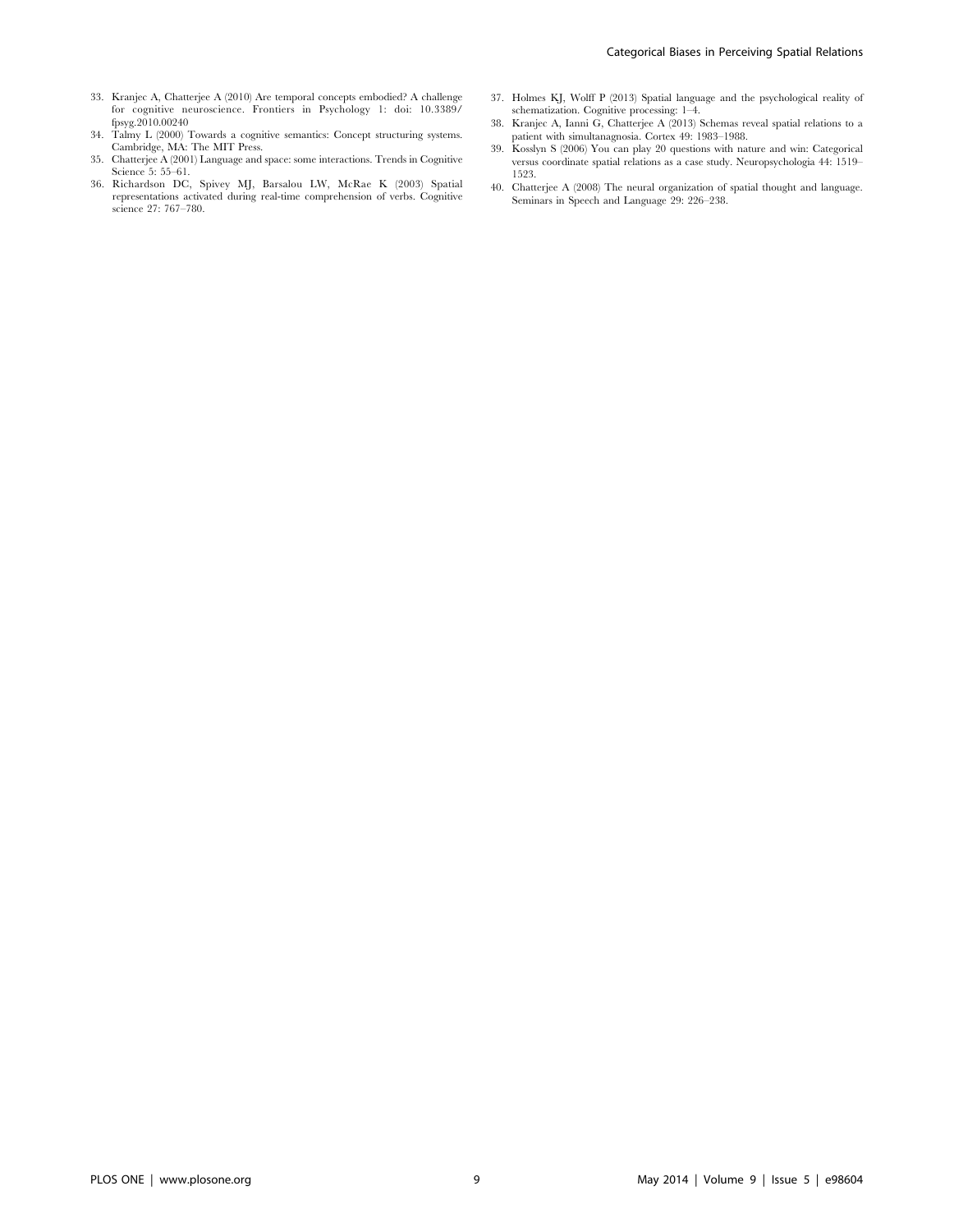33. Kranjec A, Chatterjee A (2010) Are temporal concepts embodied? A challenge for cognitive neuroscience. Frontiers in Psychology 1: doi: 10.3389/fpsyg.2010.00240
34. Talmy L (2000) Towards a cognitive semantics: Concept structuring systems. Cambridge, MA: The MIT Press.
35. Chatterjee A (2001) Language and space: some interactions. Trends in Cognitive Science 5: 55–61.
36. Richardson DC, Spivey MJ, Barsalou LW, McRae K (2003) Spatial representations activated during real-time comprehension of verbs. Cognitive science 27: 767–780.
37. Holmes KJ, Wolff P (2013) Spatial language and the psychological reality of schematization. Cognitive processing: 1–4.
38. Kranjec A, Ianni G, Chatterjee A (2013) Schemas reveal spatial relations to a patient with simultanagnosia. Cortex 49: 1983–1988.
39. Kosslyn S (2006) You can play 20 questions with nature and win: Categorical versus coordinate spatial relations as a case study. Neuropsychologia 44: 1519–1523.
40. Chatterjee A (2008) The neural organization of spatial thought and language. Seminars in Speech and Language 29: 226–238.